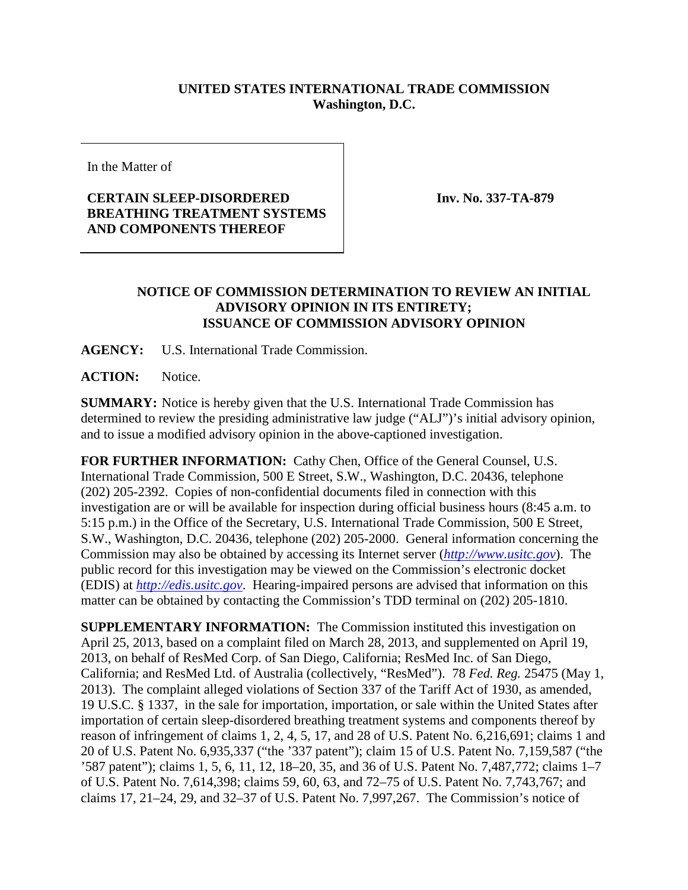**UNITED STATES INTERNATIONAL TRADE COMMISSION**
**Washington, D.C.**

| In the Matter of<br><br>**CERTAIN SLEEP-DISORDERED BREATHING TREATMENT SYSTEMS AND COMPONENTS THEREOF** | **Inv. No. 337-TA-879** |
|---|---|

**NOTICE OF COMMISSION DETERMINATION TO REVIEW AN INITIAL ADVISORY OPINION IN ITS ENTIRETY; ISSUANCE OF COMMISSION ADVISORY OPINION**

**AGENCY:** U.S. International Trade Commission.

**ACTION:** Notice.

**SUMMARY:** Notice is hereby given that the U.S. International Trade Commission has determined to review the presiding administrative law judge ("ALJ")'s initial advisory opinion, and to issue a modified advisory opinion in the above-captioned investigation.

**FOR FURTHER INFORMATION:** Cathy Chen, Office of the General Counsel, U.S. International Trade Commission, 500 E Street, S.W., Washington, D.C. 20436, telephone (202) 205-2392. Copies of non-confidential documents filed in connection with this investigation are or will be available for inspection during official business hours (8:45 a.m. to 5:15 p.m.) in the Office of the Secretary, U.S. International Trade Commission, 500 E Street, S.W., Washington, D.C. 20436, telephone (202) 205-2000. General information concerning the Commission may also be obtained by accessing its Internet server (*http://www.usitc.gov*). The public record for this investigation may be viewed on the Commission's electronic docket (EDIS) at *http://edis.usitc.gov*. Hearing-impaired persons are advised that information on this matter can be obtained by contacting the Commission's TDD terminal on (202) 205-1810.

**SUPPLEMENTARY INFORMATION:** The Commission instituted this investigation on April 25, 2013, based on a complaint filed on March 28, 2013, and supplemented on April 19, 2013, on behalf of ResMed Corp. of San Diego, California; ResMed Inc. of San Diego, California; and ResMed Ltd. of Australia (collectively, "ResMed"). 78 *Fed. Reg.* 25475 (May 1, 2013). The complaint alleged violations of Section 337 of the Tariff Act of 1930, as amended, 19 U.S.C. § 1337, in the sale for importation, importation, or sale within the United States after importation of certain sleep-disordered breathing treatment systems and components thereof by reason of infringement of claims 1, 2, 4, 5, 17, and 28 of U.S. Patent No. 6,216,691; claims 1 and 20 of U.S. Patent No. 6,935,337 ("the '337 patent"); claim 15 of U.S. Patent No. 7,159,587 ("the '587 patent"); claims 1, 5, 6, 11, 12, 18–20, 35, and 36 of U.S. Patent No. 7,487,772; claims 1–7 of U.S. Patent No. 7,614,398; claims 59, 60, 63, and 72–75 of U.S. Patent No. 7,743,767; and claims 17, 21–24, 29, and 32–37 of U.S. Patent No. 7,997,267. The Commission's notice of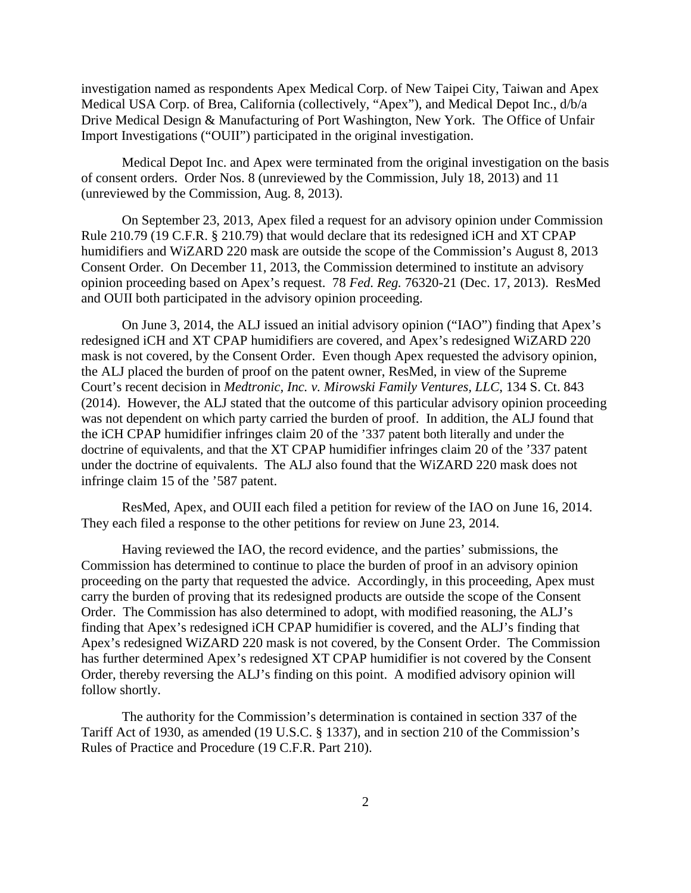investigation named as respondents Apex Medical Corp. of New Taipei City, Taiwan and Apex Medical USA Corp. of Brea, California (collectively, "Apex"), and Medical Depot Inc., d/b/a Drive Medical Design & Manufacturing of Port Washington, New York. The Office of Unfair Import Investigations ("OUII") participated in the original investigation.

Medical Depot Inc. and Apex were terminated from the original investigation on the basis of consent orders. Order Nos. 8 (unreviewed by the Commission, July 18, 2013) and 11 (unreviewed by the Commission, Aug. 8, 2013).

On September 23, 2013, Apex filed a request for an advisory opinion under Commission Rule 210.79 (19 C.F.R. § 210.79) that would declare that its redesigned iCH and XT CPAP humidifiers and WiZARD 220 mask are outside the scope of the Commission's August 8, 2013 Consent Order. On December 11, 2013, the Commission determined to institute an advisory opinion proceeding based on Apex's request. 78 *Fed. Reg.* 76320-21 (Dec. 17, 2013). ResMed and OUII both participated in the advisory opinion proceeding.

On June 3, 2014, the ALJ issued an initial advisory opinion ("IAO") finding that Apex's redesigned iCH and XT CPAP humidifiers are covered, and Apex's redesigned WiZARD 220 mask is not covered, by the Consent Order. Even though Apex requested the advisory opinion, the ALJ placed the burden of proof on the patent owner, ResMed, in view of the Supreme Court's recent decision in *Medtronic, Inc. v. Mirowski Family Ventures, LLC*, 134 S. Ct. 843 (2014). However, the ALJ stated that the outcome of this particular advisory opinion proceeding was not dependent on which party carried the burden of proof. In addition, the ALJ found that the iCH CPAP humidifier infringes claim 20 of the '337 patent both literally and under the doctrine of equivalents, and that the XT CPAP humidifier infringes claim 20 of the '337 patent under the doctrine of equivalents. The ALJ also found that the WiZARD 220 mask does not infringe claim 15 of the '587 patent.

ResMed, Apex, and OUII each filed a petition for review of the IAO on June 16, 2014. They each filed a response to the other petitions for review on June 23, 2014.

Having reviewed the IAO, the record evidence, and the parties' submissions, the Commission has determined to continue to place the burden of proof in an advisory opinion proceeding on the party that requested the advice. Accordingly, in this proceeding, Apex must carry the burden of proving that its redesigned products are outside the scope of the Consent Order. The Commission has also determined to adopt, with modified reasoning, the ALJ's finding that Apex's redesigned iCH CPAP humidifier is covered, and the ALJ's finding that Apex's redesigned WiZARD 220 mask is not covered, by the Consent Order. The Commission has further determined Apex's redesigned XT CPAP humidifier is not covered by the Consent Order, thereby reversing the ALJ's finding on this point. A modified advisory opinion will follow shortly.

The authority for the Commission's determination is contained in section 337 of the Tariff Act of 1930, as amended (19 U.S.C. § 1337), and in section 210 of the Commission's Rules of Practice and Procedure (19 C.F.R. Part 210).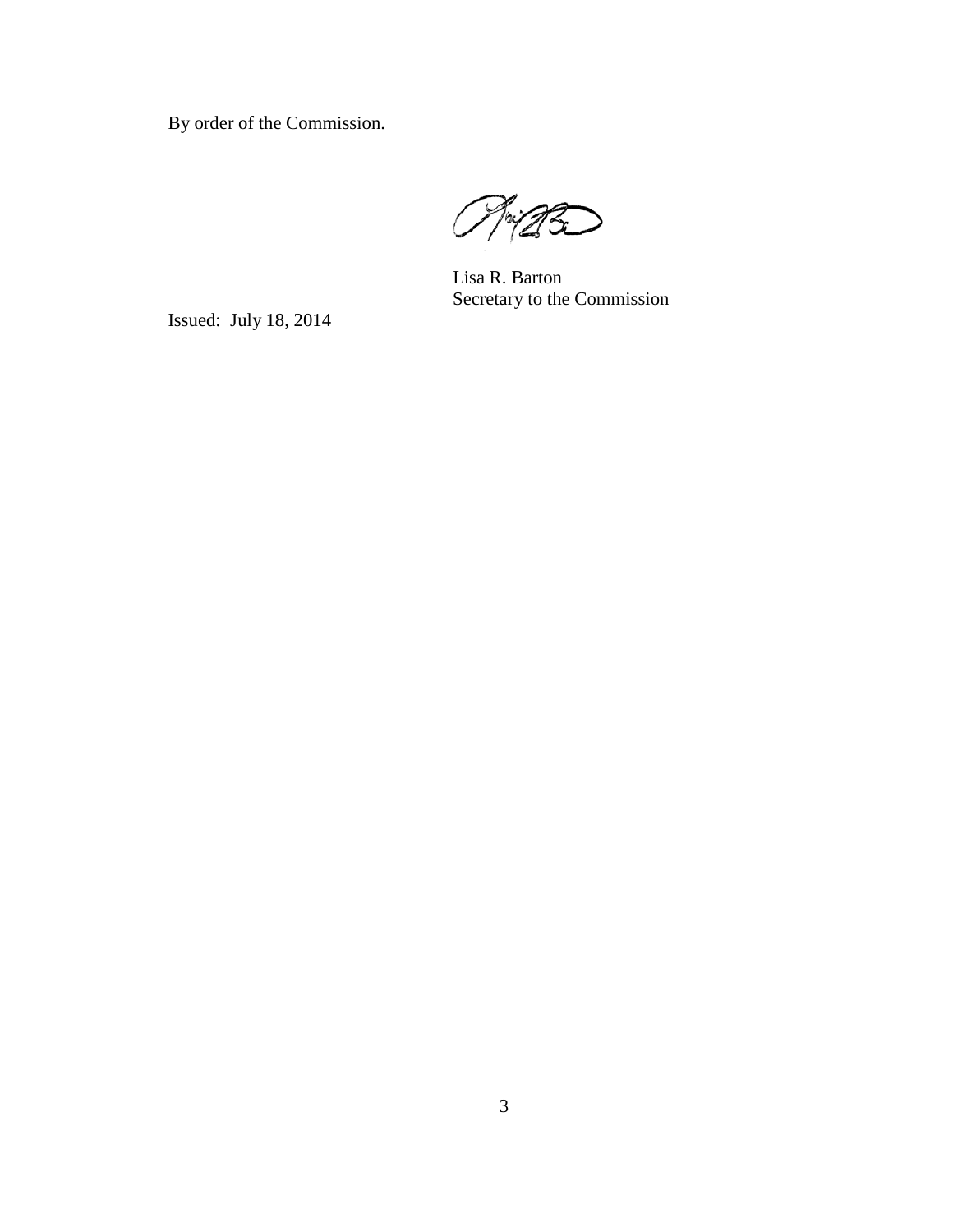By order of the Commission.

Lisa R. Barton
Secretary to the Commission

Issued: July 18, 2014